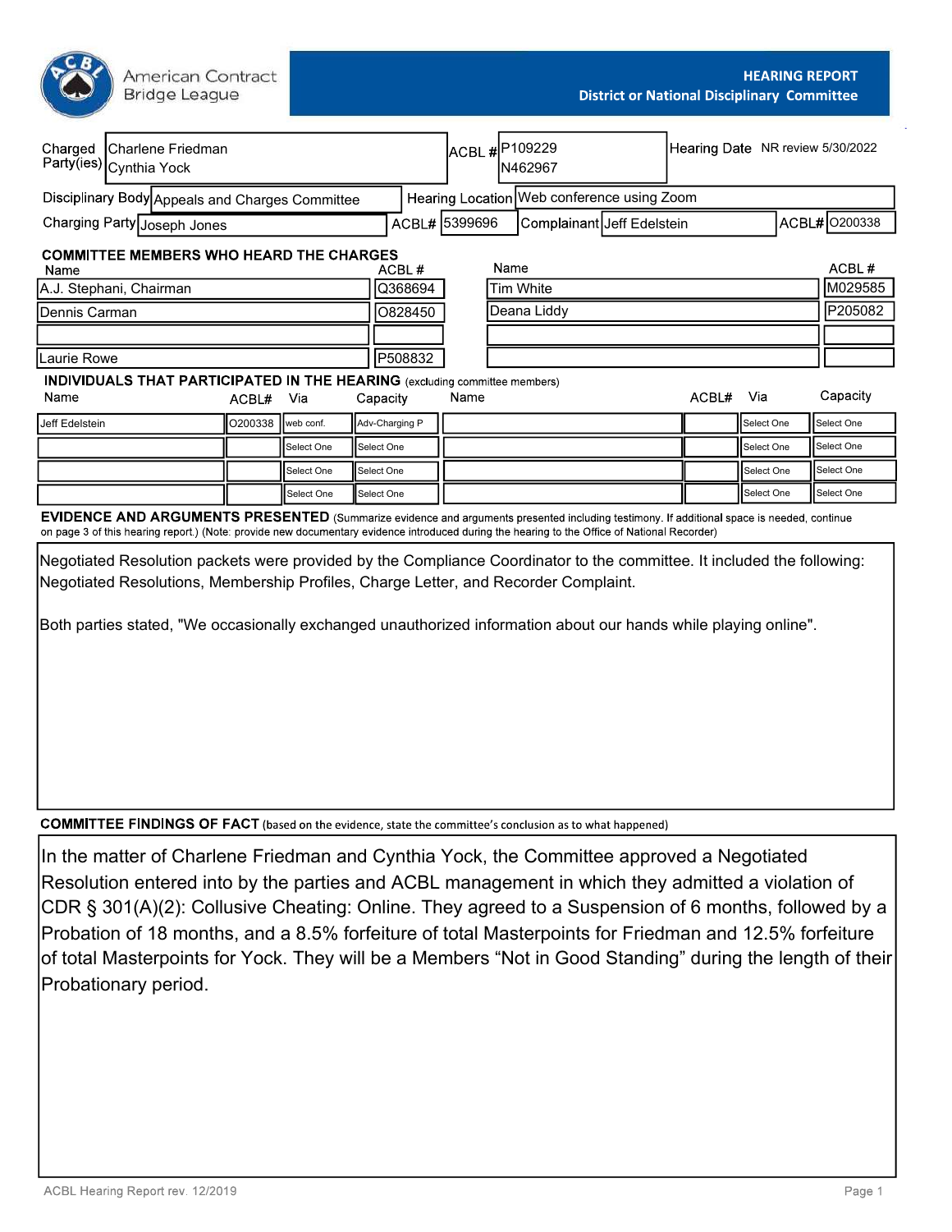American Contract Bridge League

# HEARING REPORT
## District or National Disciplinary Committee

| | | | | | |
|---|---|---|---|---|---|
| Charged Party(ies) | Charlene Friedman<br>Cynthia Yock | ACBL # | P109229<br>N462967 | Hearing Date | NR review 5/30/2022 |
| Disciplinary Body | Appeals and Charges Committee | Hearing Location | Web conference using Zoom | | |
| Charging Party | Joseph Jones | ACBL# | 5399696 | Complainant | Jeff Edelstein ACBL# O200338 |

### COMMITTEE MEMBERS WHO HEARD THE CHARGES

| Name | ACBL # | Name | ACBL # |
|---|---|---|---|
| A.J. Stephani, Chairman | Q368694 | Tim White | M029585 |
| Dennis Carman | O828450 | Deana Liddy | P205082 |
| | | | |
| Laurie Rowe | P508832 | | |

### INDIVIDUALS THAT PARTICIPATED IN THE HEARING (excluding committee members)

| Name | ACBL# | Via | Capacity | Name | ACBL# | Via | Capacity |
|---|---|---|---|---|---|---|---|
| Jeff Edelstein | O200338 | web conf. | Adv-Charging P | | | Select One | Select One |
| | | Select One | Select One | | | Select One | Select One |
| | | Select One | Select One | | | Select One | Select One |
| | | Select One | Select One | | | Select One | Select One |

### EVIDENCE AND ARGUMENTS PRESENTED (Summarize evidence and arguments presented including testimony. If additional space is needed, continue on page 3 of this hearing report.) (Note: provide new documentary evidence introduced during the hearing to the Office of National Recorder)

Negotiated Resolution packets were provided by the Compliance Coordinator to the committee. It included the following: Negotiated Resolutions, Membership Profiles, Charge Letter, and Recorder Complaint.

Both parties stated, "We occasionally exchanged unauthorized information about our hands while playing online".

### COMMITTEE FINDINGS OF FACT (based on the evidence, state the committee's conclusion as to what happened)

In the matter of Charlene Friedman and Cynthia Yock, the Committee approved a Negotiated Resolution entered into by the parties and ACBL management in which they admitted a violation of CDR § 301(A)(2): Collusive Cheating: Online. They agreed to a Suspension of 6 months, followed by a Probation of 18 months, and a 8.5% forfeiture of total Masterpoints for Friedman and 12.5% forfeiture of total Masterpoints for Yock. They will be a Members "Not in Good Standing" during the length of their Probationary period.

ACBL Hearing Report rev. 12/2019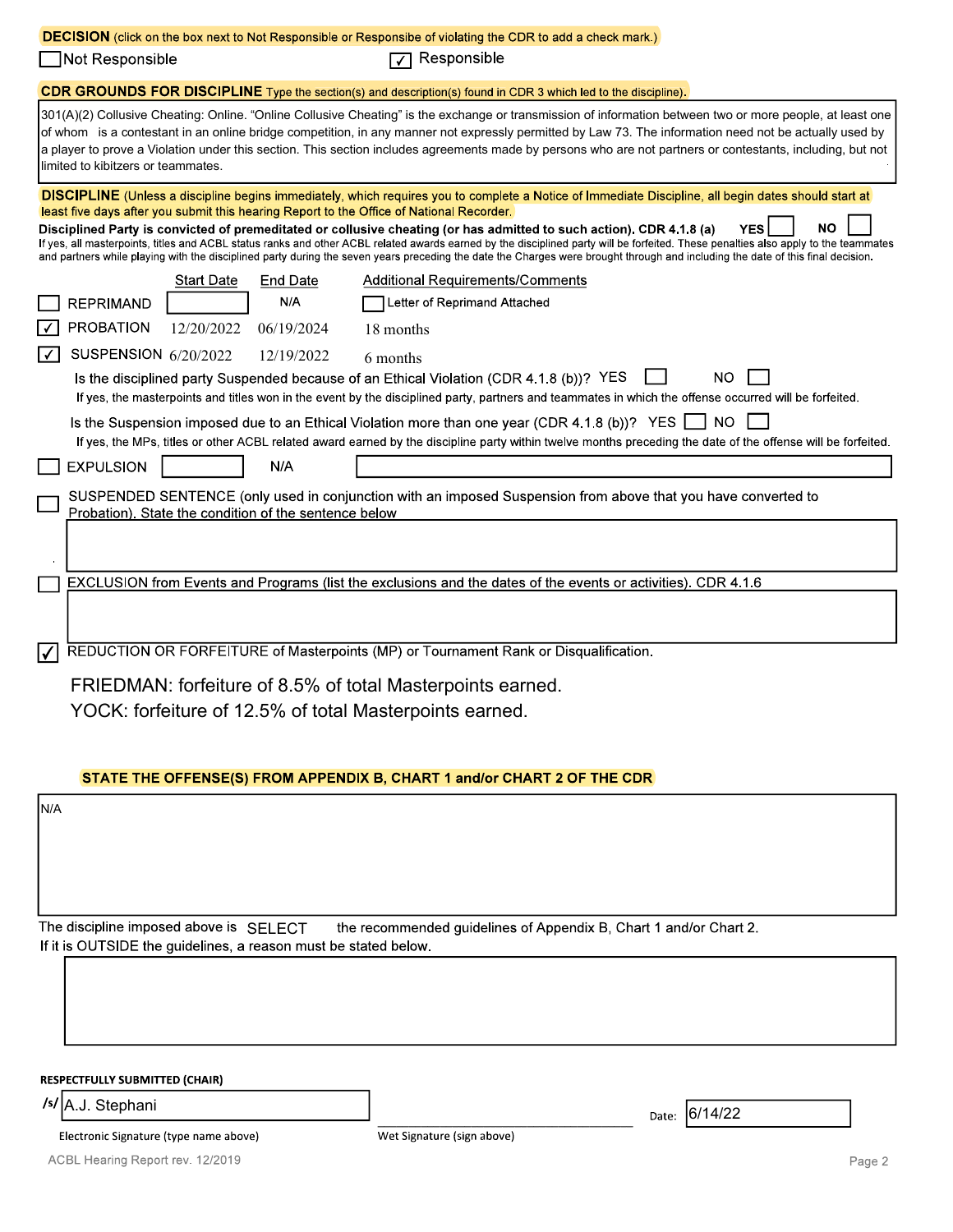**DECISION** (click on the box next to Not Responsible or Responsibe of violating the CDR to add a check mark.)

☐ Not Responsible ☑ Responsible

**CDR GROUNDS FOR DISCIPLINE** Type the section(s) and description(s) found in CDR 3 which led to the discipline).

301(A)(2) Collusive Cheating: Online. "Online Collusive Cheating" is the exchange or transmission of information between two or more people, at least one of whom is a contestant in an online bridge competition, in any manner not expressly permitted by Law 73. The information need not be actually used by a player to prove a Violation under this section. This section includes agreements made by persons who are not partners or contestants, including, but not limited to kibitzers or teammates.

**DISCIPLINE** (Unless a discipline begins immediately, which requires you to complete a Notice of Immediate Discipline, all begin dates should start at least five days after you submit this hearing Report to the Office of National Recorder.

**Disciplined Party is convicted of premeditated or collusive cheating (or has admitted to such action). CDR 4.1.8 (a)** YES ☐ NO ☐

If yes, all masterpoints, titles and ACBL status ranks and other ACBL related awards earned by the disciplined party will be forfeited. These penalties also apply to the teammates and partners while playing with the disciplined party during the seven years preceding the date the Charges were brought through and including the date of this final decision.

| | Start Date | End Date | Additional Requirements/Comments |
|---|---|---|---|
| ☐ REPRIMAND | | N/A | ☐ Letter of Reprimand Attached |
| ☑ PROBATION | 12/20/2022 | 06/19/2024 | 18 months |
| ☑ SUSPENSION | 6/20/2022 | 12/19/2022 | 6 months |

Is the disciplined party Suspended because of an Ethical Violation (CDR 4.1.8 (b))? YES ☐ NO ☐

If yes, the masterpoints and titles won in the event by the disciplined party, partners and teammates in which the offense occurred will be forfeited.

Is the Suspension imposed due to an Ethical Violation more than one year (CDR 4.1.8 (b))? YES ☐ NO ☐

If yes, the MPs, titles or other ACBL related award earned by the discipline party within twelve months preceding the date of the offense will be forfeited.

☐ EXPULSION N/A

☐ SUSPENDED SENTENCE (only used in conjunction with an imposed Suspension from above that you have converted to Probation). State the condition of the sentence below

☐ EXCLUSION from Events and Programs (list the exclusions and the dates of the events or activities). CDR 4.1.6

☑ REDUCTION OR FORFEITURE of Masterpoints (MP) or Tournament Rank or Disqualification.

FRIEDMAN: forfeiture of 8.5% of total Masterpoints earned.
YOCK: forfeiture of 12.5% of total Masterpoints earned.

**STATE THE OFFENSE(S) FROM APPENDIX B, CHART 1 and/or CHART 2 OF THE CDR**

N/A

The discipline imposed above is SELECT the recommended guidelines of Appendix B, Chart 1 and/or Chart 2.
If it is OUTSIDE the guidelines, a reason must be stated below.

**RESPECTFULLY SUBMITTED (CHAIR)**

/s/ A.J. Stephani

Electronic Signature (type name above) Wet Signature (sign above) Date: 6/14/22

ACBL Hearing Report rev. 12/2019